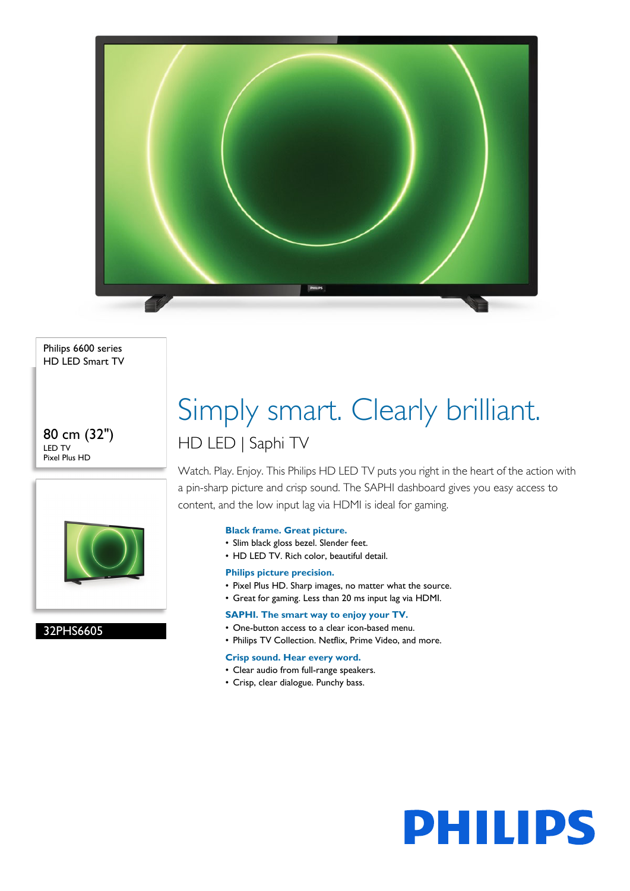Philips 6600 series
HD LED Smart TV

80 cm (32")
LED TV
Pixel Plus HD

32PHS6605

# Simply smart. Clearly brilliant.

## HD LED | Saphi TV

Watch. Play. Enjoy. This Philips HD LED TV puts you right in the heart of the action with a pin-sharp picture and crisp sound. The SAPHI dashboard gives you easy access to content, and the low input lag via HDMI is ideal for gaming.

**Black frame. Great picture.**

- Slim black gloss bezel. Slender feet.
- HD LED TV. Rich color, beautiful detail.

**Philips picture precision.**

- Pixel Plus HD. Sharp images, no matter what the source.
- Great for gaming. Less than 20 ms input lag via HDMI.

**SAPHI. The smart way to enjoy your TV.**

- One-button access to a clear icon-based menu.
- Philips TV Collection. Netflix, Prime Video, and more.

**Crisp sound. Hear every word.**

- Clear audio from full-range speakers.
- Crisp, clear dialogue. Punchy bass.

PHILIPS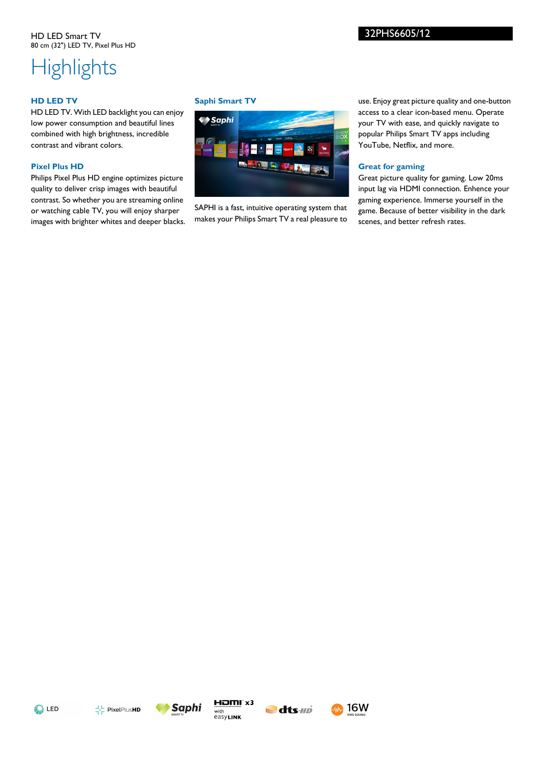HD LED Smart TV
80 cm (32") LED TV, Pixel Plus HD

32PHS6605/12

# Highlights

### HD LED TV

HD LED TV. With LED backlight you can enjoy low power consumption and beautiful lines combined with high brightness, incredible contrast and vibrant colors.

### Pixel Plus HD

Philips Pixel Plus HD engine optimizes picture quality to deliver crisp images with beautiful contrast. So whether you are streaming online or watching cable TV, you will enjoy sharper images with brighter whites and deeper blacks.

### Saphi Smart TV

SAPHI is a fast, intuitive operating system that makes your Philips Smart TV a real pleasure to use. Enjoy great picture quality and one-button access to a clear icon-based menu. Operate your TV with ease, and quickly navigate to popular Philips Smart TV apps including YouTube, Netflix, and more.

### Great for gaming

Great picture quality for gaming. Low 20ms input lag via HDMI connection. Enhence your gaming experience. Immerse yourself in the game. Because of better visibility in the dark scenes, and better refresh rates.

LED | PixelPlusHD | Saphi SMART TV | HDMI x3 with easyLINK | dts HD | 16W RMS SOUND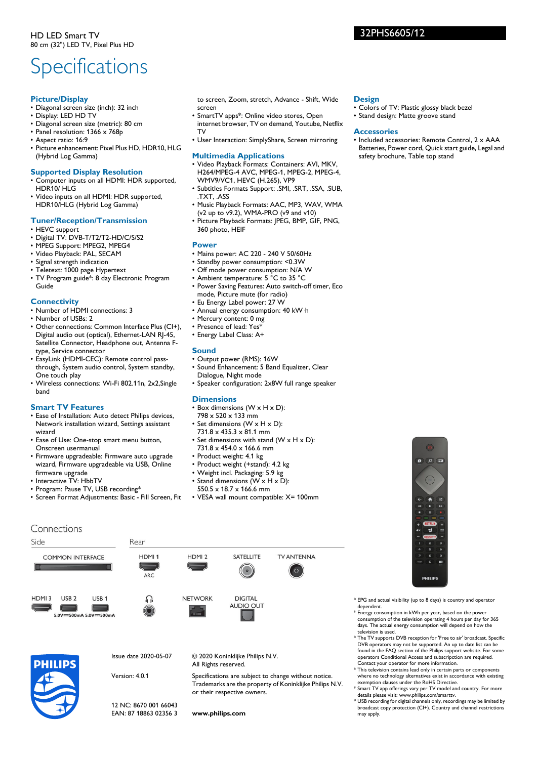HD LED Smart TV

80 cm (32") LED TV, Pixel Plus HD

32PHS6605/12

# Specifications

### Picture/Display

- Diagonal screen size (inch): 32 inch
- Display: LED HD TV
- Diagonal screen size (metric): 80 cm
- Panel resolution: 1366 x 768p
- Aspect ratio: 16:9
- Picture enhancement: Pixel Plus HD, HDR10, HLG (Hybrid Log Gamma)

### Supported Display Resolution

- Computer inputs on all HDMI: HDR supported, HDR10/ HLG
- Video inputs on all HDMI: HDR supported, HDR10/HLG (Hybrid Log Gamma)

### Tuner/Reception/Transmission

- HEVC support
- Digital TV: DVB-T/T2/T2-HD/C/S/S2
- MPEG Support: MPEG2, MPEG4
- Video Playback: PAL, SECAM
- Signal strength indication
- Teletext: 1000 page Hypertext
- TV Program guide*: 8 day Electronic Program Guide

### Connectivity

- Number of HDMI connections: 3
- Number of USBs: 2
- Other connections: Common Interface Plus (CI+), Digital audio out (optical), Ethernet-LAN RJ-45, Satellite Connector, Headphone out, Antenna F-type, Service connector
- EasyLink (HDMI-CEC): Remote control pass-through, System audio control, System standby, One touch play
- Wireless connections: Wi-Fi 802.11n, 2x2,Single band

### Smart TV Features

- Ease of Installation: Auto detect Philips devices, Network installation wizard, Settings assistant wizard
- Ease of Use: One-stop smart menu button, Onscreen usermanual
- Firmware upgradeable: Firmware auto upgrade wizard, Firmware upgradeable via USB, Online firmware upgrade
- Interactive TV: HbbTV
- Program: Pause TV, USB recording*
- Screen Format Adjustments: Basic - Fill Screen, Fit to screen, Zoom, stretch, Advance - Shift, Wide screen
- SmartTV apps*: Online video stores, Open internet browser, TV on demand, Youtube, Netflix TV
- User Interaction: SimplyShare, Screen mirroring

### Multimedia Applications

- Video Playback Formats: Containers: AVI, MKV, H264/MPEG-4 AVC, MPEG-1, MPEG-2, MPEG-4, WMV9/VC1, HEVC (H.265), VP9
- Subtitles Formats Support: .SMI, .SRT, .SSA, .SUB, .TXT, .ASS
- Music Playback Formats: AAC, MP3, WAV, WMA (v2 up to v9.2), WMA-PRO (v9 and v10)
- Picture Playback Formats: JPEG, BMP, GIF, PNG, 360 photo, HEIF

### Power

- Mains power: AC 220 - 240 V 50/60Hz
- Standby power consumption: <0.3W
- Off mode power consumption: N/A W
- Ambient temperature: 5 °C to 35 °C
- Power Saving Features: Auto switch-off timer, Eco mode, Picture mute (for radio)
- Eu Energy Label power: 27 W
- Annual energy consumption: 40 kW h
- Mercury content: 0 mg
- Presence of lead: Yes*
- Energy Label Class: A+

### Sound

- Output power (RMS): 16W
- Sound Enhancement: 5 Band Equalizer, Clear Dialogue, Night mode
- Speaker configuration: 2x8W full range speaker

### Dimensions

- Box dimensions (W x H x D): 798 x 520 x 133 mm
- Set dimensions (W x H x D): 731.8 x 435.3 x 81.1 mm
- Set dimensions with stand (W x H x D): 731.8 x 454.0 x 166.6 mm
- Product weight: 4.1 kg
- Product weight (+stand): 4.2 kg
- Weight incl. Packaging: 5.9 kg
- Stand dimensions (W x H x D): 550.5 x 18.7 x 166.6 mm
- VESA wall mount compatible: X= 100mm

### Design

- Colors of TV: Plastic glossy black bezel
- Stand design: Matte groove stand

### Accessories

- Included accessories: Remote Control, 2 x AAA Batteries, Power cord, Quick start guide, Legal and safety brochure, Table top stand

## Connections

Side

COMMON INTERFACE

HDMI 3

USB 2

USB 1

5.0V⎓500mA 5.0V⎓500mA

Rear

HDMI 1

ARC

HDMI 2

SATELLITE

TV ANTENNA

NETWORK

DIGITAL AUDIO OUT

- * EPG and actual visibility (up to 8 days) is country and operator dependent.
- * Energy consumption in kWh per year, based on the power consumption of the television operating 4 hours per day for 365 days. The actual energy consumption will depend on how the television is used.
- * The TV supports DVB reception for 'Free to air' broadcast. Specific DVB operators may not be supported. An up to date list can be found in the FAQ section of the Philips support website. For some operators Conditional Access and subscription are required. Contact your operator for more information.
- * This television contains lead only in certain parts or components where no technology alternatives exist in accordance with existing exemption clauses under the RoHS Directive.
- * Smart TV app offerings vary per TV model and country. For more details please visit: www.philips.com/smarttv.
- * USB recording for digital channels only, recordings may be limited by broadcast copy protection (CI+). Country and channel restrictions may apply.

Issue date 2020-05-07

Version: 4.0.1

12 NC: 8670 001 66043
EAN: 87 18863 02356 3

© 2020 Koninklijke Philips N.V.
All Rights reserved.

Specifications are subject to change without notice. Trademarks are the property of Koninklijke Philips N.V. or their respective owners.

**www.philips.com**